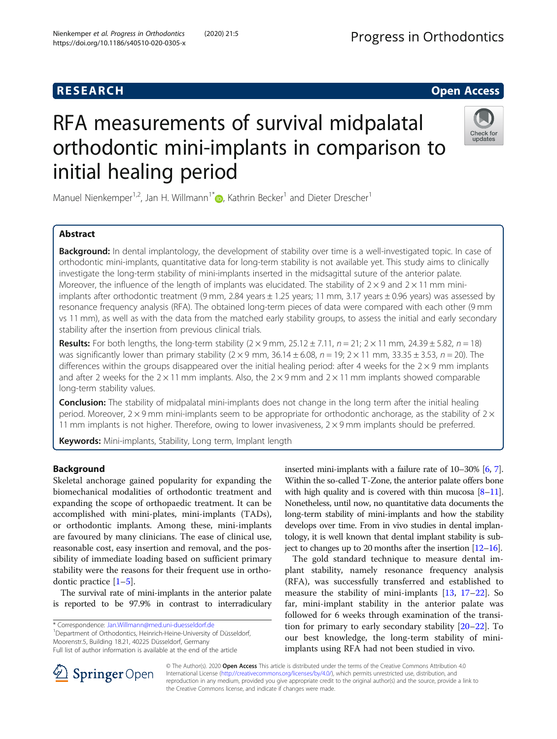RESEARCH

Open Access

# RFA measurements of survival midpalatal orthodontic mini-implants in comparison to initial healing period

Manuel Nienkemper[1,2], Jan H. Willmann[1*], Kathrin Becker[1] and Dieter Drescher[1]

## Abstract

**Background:** In dental implantology, the development of stability over time is a well-investigated topic. In case of orthodontic mini-implants, quantitative data for long-term stability is not available yet. This study aims to clinically investigate the long-term stability of mini-implants inserted in the midsagittal suture of the anterior palate. Moreover, the influence of the length of implants was elucidated. The stability of 2 × 9 and 2 × 11 mm mini-implants after orthodontic treatment (9 mm, 2.84 years ± 1.25 years; 11 mm, 3.17 years ± 0.96 years) was assessed by resonance frequency analysis (RFA). The obtained long-term pieces of data were compared with each other (9 mm vs 11 mm), as well as with the data from the matched early stability groups, to assess the initial and early secondary stability after the insertion from previous clinical trials.

**Results:** For both lengths, the long-term stability (2 × 9 mm, 25.12 ± 7.11, $n = 21$; 2 × 11 mm, 24.39 ± 5.82, $n = 18$) was significantly lower than primary stability (2 × 9 mm, 36.14 ± 6.08, $n = 19$; 2 × 11 mm, 33.35 ± 3.53, $n = 20$). The differences within the groups disappeared over the initial healing period: after 4 weeks for the 2 × 9 mm implants and after 2 weeks for the 2 × 11 mm implants. Also, the 2 × 9 mm and 2 × 11 mm implants showed comparable long-term stability values.

**Conclusion:** The stability of midpalatal mini-implants does not change in the long term after the initial healing period. Moreover, 2 × 9 mm mini-implants seem to be appropriate for orthodontic anchorage, as the stability of 2 × 11 mm implants is not higher. Therefore, owing to lower invasiveness, 2 × 9 mm implants should be preferred.

**Keywords:** Mini-implants, Stability, Long term, Implant length

## Background

Skeletal anchorage gained popularity for expanding the biomechanical modalities of orthodontic treatment and expanding the scope of orthopaedic treatment. It can be accomplished with mini-plates, mini-implants (TADs), or orthodontic implants. Among these, mini-implants are favoured by many clinicians. The ease of clinical use, reasonable cost, easy insertion and removal, and the possibility of immediate loading based on sufficient primary stability were the reasons for their frequent use in orthodontic practice [1–5].

The survival rate of mini-implants in the anterior palate is reported to be 97.9% in contrast to interradicular inserted mini-implants with a failure rate of 10–30% [6, 7]. Within the so-called T-Zone, the anterior palate offers bone with high quality and is covered with thin mucosa [8–11]. Nonetheless, until now, no quantitative data documents the long-term stability of mini-implants and how the stability develops over time. From in vivo studies in dental implantology, it is well known that dental implant stability is subject to changes up to 20 months after the insertion [12–16].

The gold standard technique to measure dental implant stability, namely resonance frequency analysis (RFA), was successfully transferred and established to measure the stability of mini-implants [13, 17–22]. So far, mini-implant stability in the anterior palate was followed for 6 weeks through examination of the transition for primary to early secondary stability [20–22]. To our best knowledge, the long-term stability of mini-implants using RFA had not been studied in vivo.

\* Correspondence: Jan.Willmann@med.uni-duesseldorf.de
[1]Department of Orthodontics, Heinrich-Heine-University of Düsseldorf, Moorenstr.5, Building 18.21, 40225 Düsseldorf, Germany
Full list of author information is available at the end of the article

© The Author(s). 2020 **Open Access** This article is distributed under the terms of the Creative Commons Attribution 4.0 International License (http://creativecommons.org/licenses/by/4.0/), which permits unrestricted use, distribution, and reproduction in any medium, provided you give appropriate credit to the original author(s) and the source, provide a link to the Creative Commons license, and indicate if changes were made.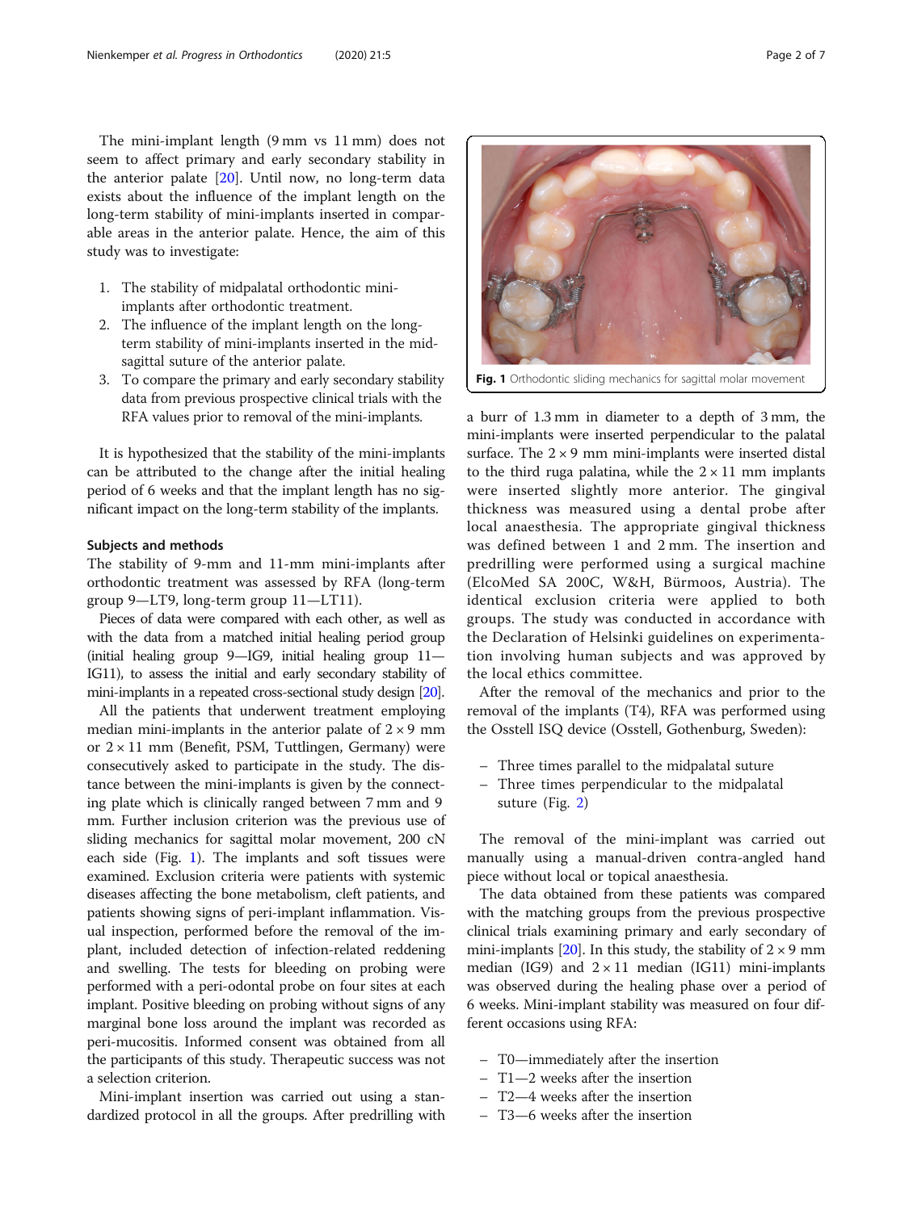The mini-implant length (9 mm vs 11 mm) does not seem to affect primary and early secondary stability in the anterior palate [20]. Until now, no long-term data exists about the influence of the implant length on the long-term stability of mini-implants inserted in comparable areas in the anterior palate. Hence, the aim of this study was to investigate:

1. The stability of midpalatal orthodontic mini-implants after orthodontic treatment.
2. The influence of the implant length on the long-term stability of mini-implants inserted in the mid-sagittal suture of the anterior palate.
3. To compare the primary and early secondary stability data from previous prospective clinical trials with the RFA values prior to removal of the mini-implants.

It is hypothesized that the stability of the mini-implants can be attributed to the change after the initial healing period of 6 weeks and that the implant length has no significant impact on the long-term stability of the implants.

## Subjects and methods

The stability of 9-mm and 11-mm mini-implants after orthodontic treatment was assessed by RFA (long-term group 9—LT9, long-term group 11—LT11).

Pieces of data were compared with each other, as well as with the data from a matched initial healing period group (initial healing group 9—IG9, initial healing group 11—IG11), to assess the initial and early secondary stability of mini-implants in a repeated cross-sectional study design [20].

All the patients that underwent treatment employing median mini-implants in the anterior palate of 2 × 9 mm or 2 × 11 mm (Benefit, PSM, Tuttlingen, Germany) were consecutively asked to participate in the study. The distance between the mini-implants is given by the connecting plate which is clinically ranged between 7 mm and 9 mm. Further inclusion criterion was the previous use of sliding mechanics for sagittal molar movement, 200 cN each side (Fig. 1). The implants and soft tissues were examined. Exclusion criteria were patients with systemic diseases affecting the bone metabolism, cleft patients, and patients showing signs of peri-implant inflammation. Visual inspection, performed before the removal of the implant, included detection of infection-related reddening and swelling. The tests for bleeding on probing were performed with a peri-odontal probe on four sites at each implant. Positive bleeding on probing without signs of any marginal bone loss around the implant was recorded as peri-mucositis. Informed consent was obtained from all the participants of this study. Therapeutic success was not a selection criterion.

Mini-implant insertion was carried out using a standardized protocol in all the groups. After predrilling with a burr of 1.3 mm in diameter to a depth of 3 mm, the mini-implants were inserted perpendicular to the palatal surface. The 2 × 9 mm mini-implants were inserted distal to the third ruga palatina, while the 2 × 11 mm implants were inserted slightly more anterior. The gingival thickness was measured using a dental probe after local anaesthesia. The appropriate gingival thickness was defined between 1 and 2 mm. The insertion and predrilling were performed using a surgical machine (ElcoMed SA 200C, W&H, Bürmoos, Austria). The identical exclusion criteria were applied to both groups. The study was conducted in accordance with the Declaration of Helsinki guidelines on experimentation involving human subjects and was approved by the local ethics committee.

**Fig. 1** Orthodontic sliding mechanics for sagittal molar movement

After the removal of the mechanics and prior to the removal of the implants (T4), RFA was performed using the Osstell ISQ device (Osstell, Gothenburg, Sweden):

- Three times parallel to the midpalatal suture
- Three times perpendicular to the midpalatal suture (Fig. 2)

The removal of the mini-implant was carried out manually using a manual-driven contra-angled hand piece without local or topical anaesthesia.

The data obtained from these patients was compared with the matching groups from the previous prospective clinical trials examining primary and early secondary of mini-implants [20]. In this study, the stability of 2 × 9 mm median (IG9) and 2 × 11 median (IG11) mini-implants was observed during the healing phase over a period of 6 weeks. Mini-implant stability was measured on four different occasions using RFA:

- T0—immediately after the insertion
- T1—2 weeks after the insertion
- T2—4 weeks after the insertion
- T3—6 weeks after the insertion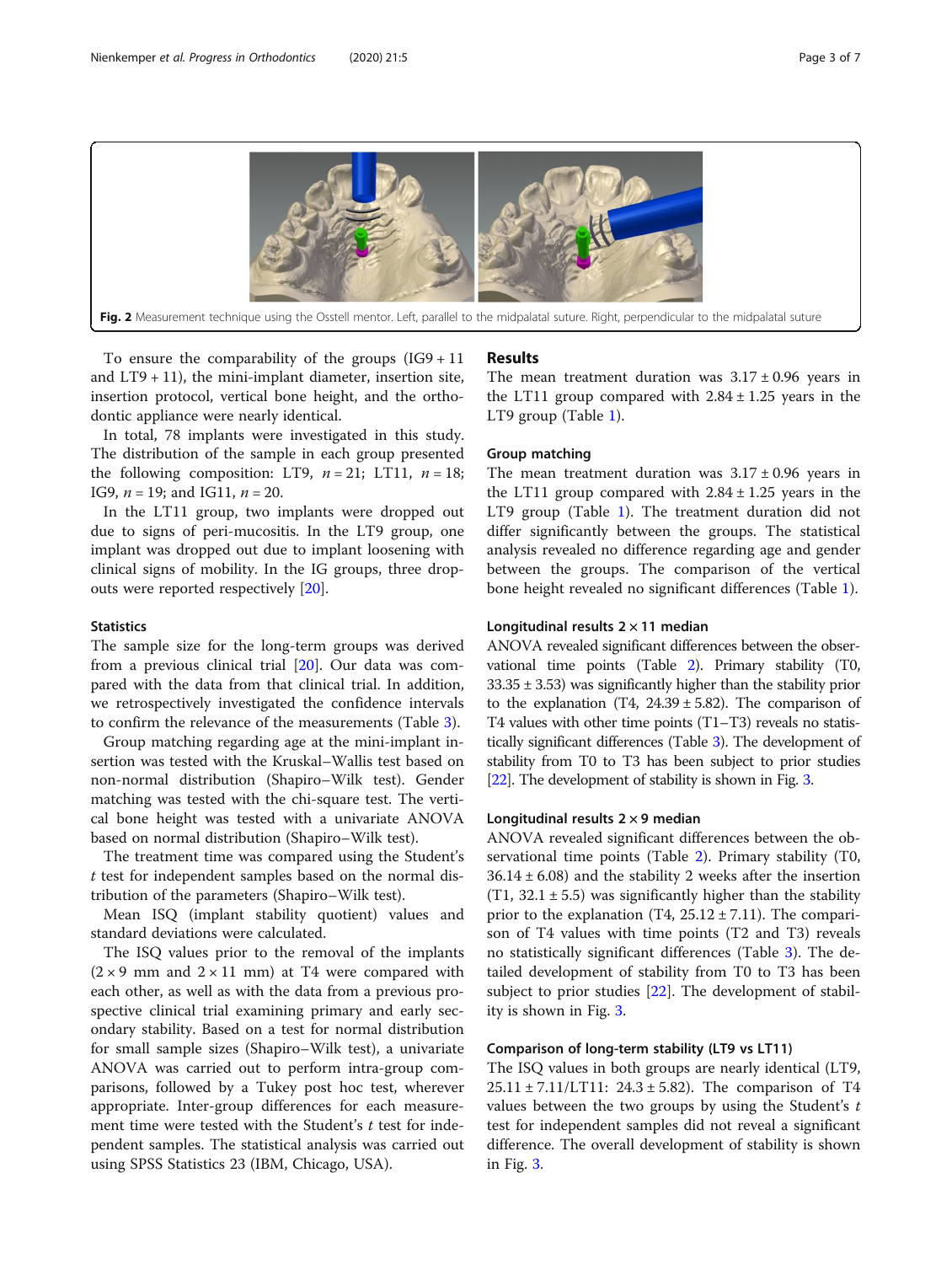**Fig. 2** Measurement technique using the Osstell mentor. Left, parallel to the midpalatal suture. Right, perpendicular to the midpalatal suture

To ensure the comparability of the groups (IG9 + 11 and LT9 + 11), the mini-implant diameter, insertion site, insertion protocol, vertical bone height, and the orthodontic appliance were nearly identical.

In total, 78 implants were investigated in this study. The distribution of the sample in each group presented the following composition: LT9, $n = 21$; LT11, $n = 18$; IG9, $n = 19$; and IG11, $n = 20$.

In the LT11 group, two implants were dropped out due to signs of peri-mucositis. In the LT9 group, one implant was dropped out due to implant loosening with clinical signs of mobility. In the IG groups, three drop-outs were reported respectively [20].

### Statistics

The sample size for the long-term groups was derived from a previous clinical trial [20]. Our data was compared with the data from that clinical trial. In addition, we retrospectively investigated the confidence intervals to confirm the relevance of the measurements (Table 3).

Group matching regarding age at the mini-implant insertion was tested with the Kruskal–Wallis test based on non-normal distribution (Shapiro–Wilk test). Gender matching was tested with the chi-square test. The vertical bone height was tested with a univariate ANOVA based on normal distribution (Shapiro–Wilk test).

The treatment time was compared using the Student's *t* test for independent samples based on the normal distribution of the parameters (Shapiro–Wilk test).

Mean ISQ (implant stability quotient) values and standard deviations were calculated.

The ISQ values prior to the removal of the implants ($2 \times 9$ mm and $2 \times 11$ mm) at T4 were compared with each other, as well as with the data from a previous prospective clinical trial examining primary and early secondary stability. Based on a test for normal distribution for small sample sizes (Shapiro–Wilk test), a univariate ANOVA was carried out to perform intra-group comparisons, followed by a Tukey post hoc test, wherever appropriate. Inter-group differences for each measurement time were tested with the Student's *t* test for independent samples. The statistical analysis was carried out using SPSS Statistics 23 (IBM, Chicago, USA).

## Results

The mean treatment duration was $3.17 \pm 0.96$ years in the LT11 group compared with $2.84 \pm 1.25$ years in the LT9 group (Table 1).

### Group matching

The mean treatment duration was $3.17 \pm 0.96$ years in the LT11 group compared with $2.84 \pm 1.25$ years in the LT9 group (Table 1). The treatment duration did not differ significantly between the groups. The statistical analysis revealed no difference regarding age and gender between the groups. The comparison of the vertical bone height revealed no significant differences (Table 1).

### Longitudinal results 2 × 11 median

ANOVA revealed significant differences between the observational time points (Table 2). Primary stability (T0, $33.35 \pm 3.53$) was significantly higher than the stability prior to the explanation (T4, $24.39 \pm 5.82$). The comparison of T4 values with other time points (T1–T3) reveals no statistically significant differences (Table 3). The development of stability from T0 to T3 has been subject to prior studies [22]. The development of stability is shown in Fig. 3.

### Longitudinal results 2 × 9 median

ANOVA revealed significant differences between the observational time points (Table 2). Primary stability (T0, $36.14 \pm 6.08$) and the stability 2 weeks after the insertion (T1, $32.1 \pm 5.5$) was significantly higher than the stability prior to the explanation (T4, $25.12 \pm 7.11$). The comparison of T4 values with time points (T2 and T3) reveals no statistically significant differences (Table 3). The detailed development of stability from T0 to T3 has been subject to prior studies [22]. The development of stability is shown in Fig. 3.

### Comparison of long-term stability (LT9 vs LT11)

The ISQ values in both groups are nearly identical (LT9, $25.11 \pm 7.11$/LT11: $24.3 \pm 5.82$). The comparison of T4 values between the two groups by using the Student's *t* test for independent samples did not reveal a significant difference. The overall development of stability is shown in Fig. 3.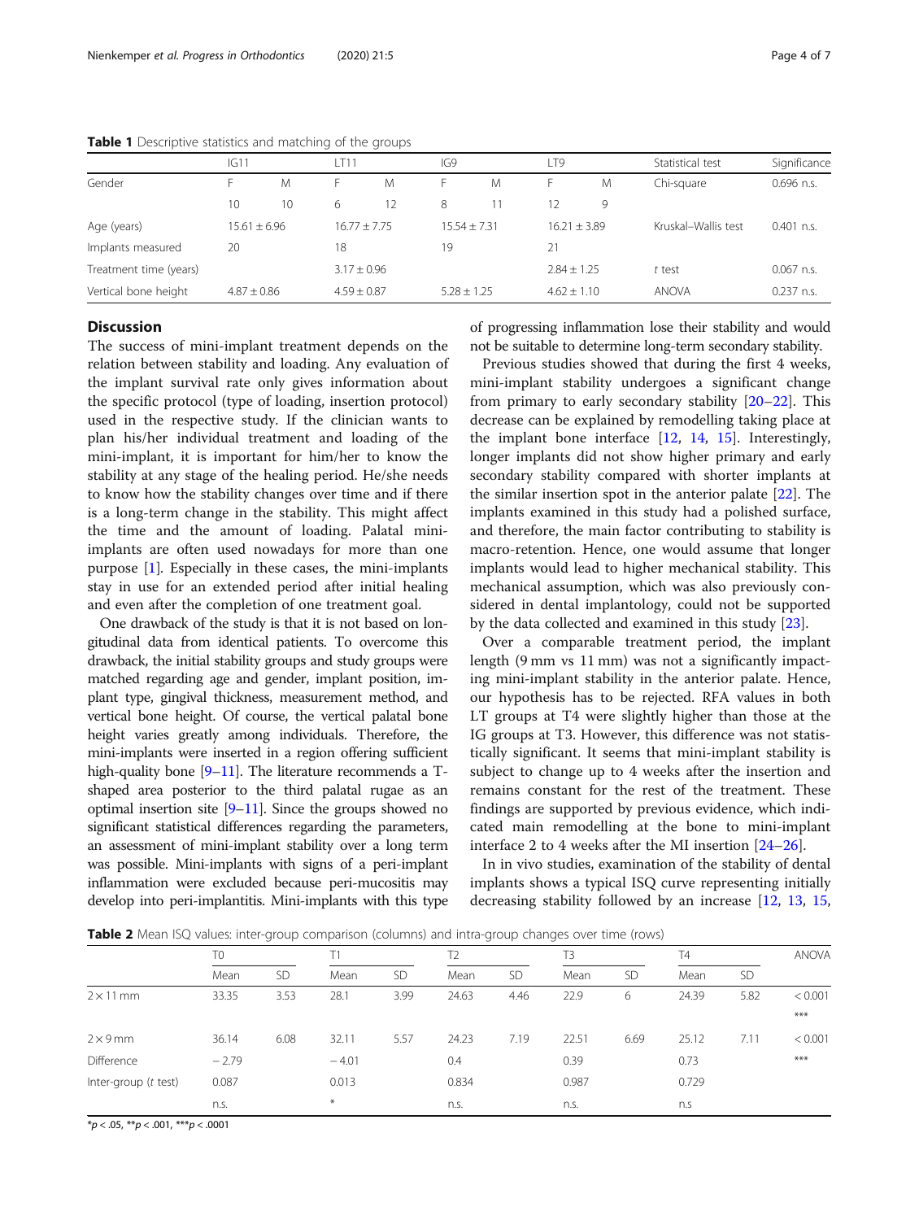**Table 1** Descriptive statistics and matching of the groups

| | IG11 | | LT11 | | IG9 | | LT9 | | Statistical test | Significance |
|---|---|---|---|---|---|---|---|---|---|---|
| Gender | F | M | F | M | F | M | F | M | Chi-square | 0.696 n.s. |
| | 10 | 10 | 6 | 12 | 8 | 11 | 12 | 9 | | |
| Age (years) | 15.61 ± 6.96 | | 16.77 ± 7.75 | | 15.54 ± 7.31 | | 16.21 ± 3.89 | | Kruskal–Wallis test | 0.401 n.s. |
| Implants measured | 20 | | 18 | | 19 | | 21 | | | |
| Treatment time (years) | | | 3.17 ± 0.96 | | | | 2.84 ± 1.25 | | *t* test | 0.067 n.s. |
| Vertical bone height | 4.87 ± 0.86 | | 4.59 ± 0.87 | | 5.28 ± 1.25 | | 4.62 ± 1.10 | | ANOVA | 0.237 n.s. |

## Discussion

The success of mini-implant treatment depends on the relation between stability and loading. Any evaluation of the implant survival rate only gives information about the specific protocol (type of loading, insertion protocol) used in the respective study. If the clinician wants to plan his/her individual treatment and loading of the mini-implant, it is important for him/her to know the stability at any stage of the healing period. He/she needs to know how the stability changes over time and if there is a long-term change in the stability. This might affect the time and the amount of loading. Palatal mini-implants are often used nowadays for more than one purpose [1]. Especially in these cases, the mini-implants stay in use for an extended period after initial healing and even after the completion of one treatment goal.

One drawback of the study is that it is not based on longitudinal data from identical patients. To overcome this drawback, the initial stability groups and study groups were matched regarding age and gender, implant position, implant type, gingival thickness, measurement method, and vertical bone height. Of course, the vertical palatal bone height varies greatly among individuals. Therefore, the mini-implants were inserted in a region offering sufficient high-quality bone [9–11]. The literature recommends a T-shaped area posterior to the third palatal rugae as an optimal insertion site [9–11]. Since the groups showed no significant statistical differences regarding the parameters, an assessment of mini-implant stability over a long term was possible. Mini-implants with signs of a peri-implant inflammation were excluded because peri-mucositis may develop into peri-implantitis. Mini-implants with this type of progressing inflammation lose their stability and would not be suitable to determine long-term secondary stability.

Previous studies showed that during the first 4 weeks, mini-implant stability undergoes a significant change from primary to early secondary stability [20–22]. This decrease can be explained by remodelling taking place at the implant bone interface [12, 14, 15]. Interestingly, longer implants did not show higher primary and early secondary stability compared with shorter implants at the similar insertion spot in the anterior palate [22]. The implants examined in this study had a polished surface, and therefore, the main factor contributing to stability is macro-retention. Hence, one would assume that longer implants would lead to higher mechanical stability. This mechanical assumption, which was also previously considered in dental implantology, could not be supported by the data collected and examined in this study [23].

Over a comparable treatment period, the implant length (9 mm vs 11 mm) was not a significantly impacting mini-implant stability in the anterior palate. Hence, our hypothesis has to be rejected. RFA values in both LT groups at T4 were slightly higher than those at the IG groups at T3. However, this difference was not statistically significant. It seems that mini-implant stability is subject to change up to 4 weeks after the insertion and remains constant for the rest of the treatment. These findings are supported by previous evidence, which indicated main remodelling at the bone to mini-implant interface 2 to 4 weeks after the MI insertion [24–26].

In in vivo studies, examination of the stability of dental implants shows a typical ISQ curve representing initially decreasing stability followed by an increase [12, 13, 15,

**Table 2** Mean ISQ values: inter-group comparison (columns) and intra-group changes over time (rows)

| | T0 | | T1 | | T2 | | T3 | | T4 | | ANOVA |
|---|---|---|---|---|---|---|---|---|---|---|---|
| | Mean | SD | Mean | SD | Mean | SD | Mean | SD | Mean | SD | |
| 2 × 11 mm | 33.35 | 3.53 | 28.1 | 3.99 | 24.63 | 4.46 | 22.9 | 6 | 24.39 | 5.82 | < 0.001 *** |
| 2 × 9 mm | 36.14 | 6.08 | 32.11 | 5.57 | 24.23 | 7.19 | 22.51 | 6.69 | 25.12 | 7.11 | < 0.001 *** |
| Difference | − 2.79 | | − 4.01 | | 0.4 | | 0.39 | | 0.73 | | |
| Inter-group (*t* test) | 0.087 | | 0.013 | | 0.834 | | 0.987 | | 0.729 | | |
| | n.s. | | * | | n.s. | | n.s. | | n.s | | |

*p < .05, **p < .001, ***p < .0001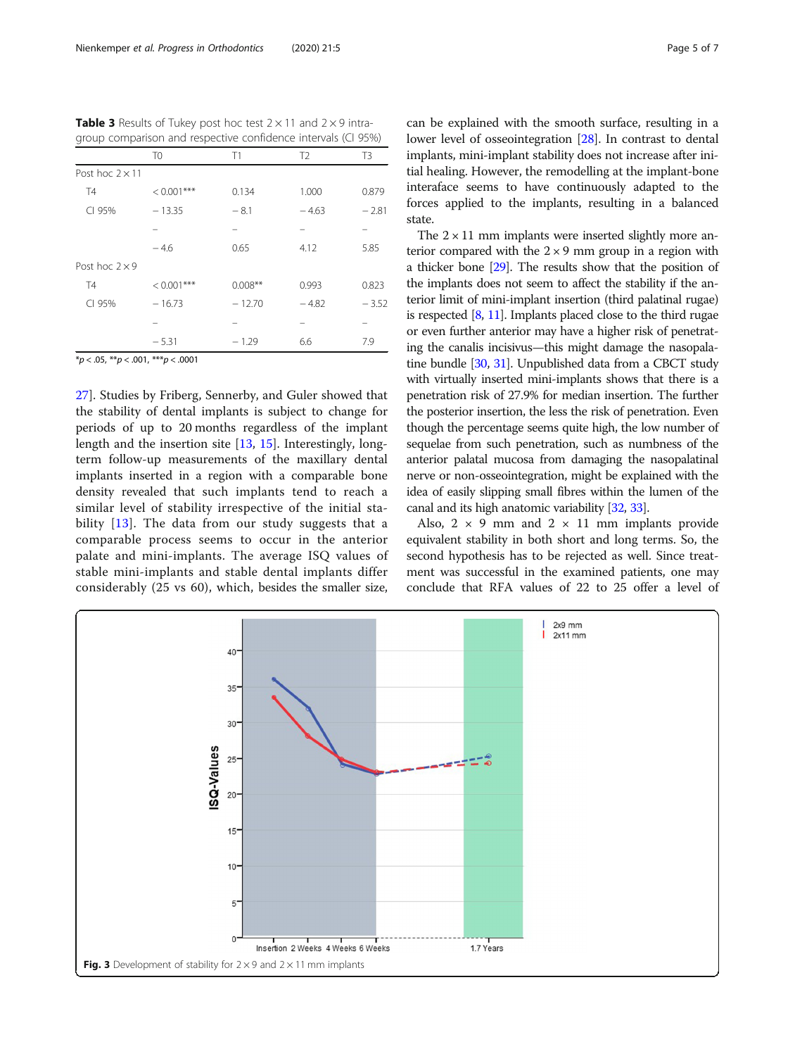**Table 3** Results of Tukey post hoc test 2 × 11 and 2 × 9 intra-group comparison and respective confidence intervals (CI 95%)

| | T0 | T1 | T2 | T3 |
|---|---|---|---|---|
| Post hoc 2 × 11 | | | | |
| T4 | < 0.001*** | 0.134 | 1.000 | 0.879 |
| CI 95% | − 13.35 | − 8.1 | − 4.63 | − 2.81 |
| | – | – | – | – |
| | − 4.6 | 0.65 | 4.12 | 5.85 |
| Post hoc 2 × 9 | | | | |
| T4 | < 0.001*** | 0.008** | 0.993 | 0.823 |
| CI 95% | − 16.73 | − 12.70 | − 4.82 | − 3.52 |
| | – | – | – | – |
| | − 5.31 | − 1.29 | 6.6 | 7.9 |

*$p < .05$, **$p < .001$, ***$p < .0001$

27]. Studies by Friberg, Sennerby, and Guler showed that the stability of dental implants is subject to change for periods of up to 20 months regardless of the implant length and the insertion site [13, 15]. Interestingly, long-term follow-up measurements of the maxillary dental implants inserted in a region with a comparable bone density revealed that such implants tend to reach a similar level of stability irrespective of the initial stability [13]. The data from our study suggests that a comparable process seems to occur in the anterior palate and mini-implants. The average ISQ values of stable mini-implants and stable dental implants differ considerably (25 vs 60), which, besides the smaller size, can be explained with the smooth surface, resulting in a lower level of osseointegration [28]. In contrast to dental implants, mini-implant stability does not increase after initial healing. However, the remodelling at the implant-bone interaface seems to have continuously adapted to the forces applied to the implants, resulting in a balanced state.

The 2 × 11 mm implants were inserted slightly more anterior compared with the 2 × 9 mm group in a region with a thicker bone [29]. The results show that the position of the implants does not seem to affect the stability if the anterior limit of mini-implant insertion (third palatinal rugae) is respected [8, 11]. Implants placed close to the third rugae or even further anterior may have a higher risk of penetrating the canalis incisivus—this might damage the nasopalatine bundle [30, 31]. Unpublished data from a CBCT study with virtually inserted mini-implants shows that there is a penetration risk of 27.9% for median insertion. The further the posterior insertion, the less the risk of penetration. Even though the percentage seems quite high, the low number of sequelae from such penetration, such as numbness of the anterior palatal mucosa from damaging the nasopalatinal nerve or non-osseointegration, might be explained with the idea of easily slipping small fibres within the lumen of the canal and its high anatomic variability [32, 33].

Also, 2 × 9 mm and 2 × 11 mm implants provide equivalent stability in both short and long terms. So, the second hypothesis has to be rejected as well. Since treatment was successful in the examined patients, one may conclude that RFA values of 22 to 25 offer a level of

**Fig. 3** Development of stability for 2 × 9 and 2 × 11 mm implants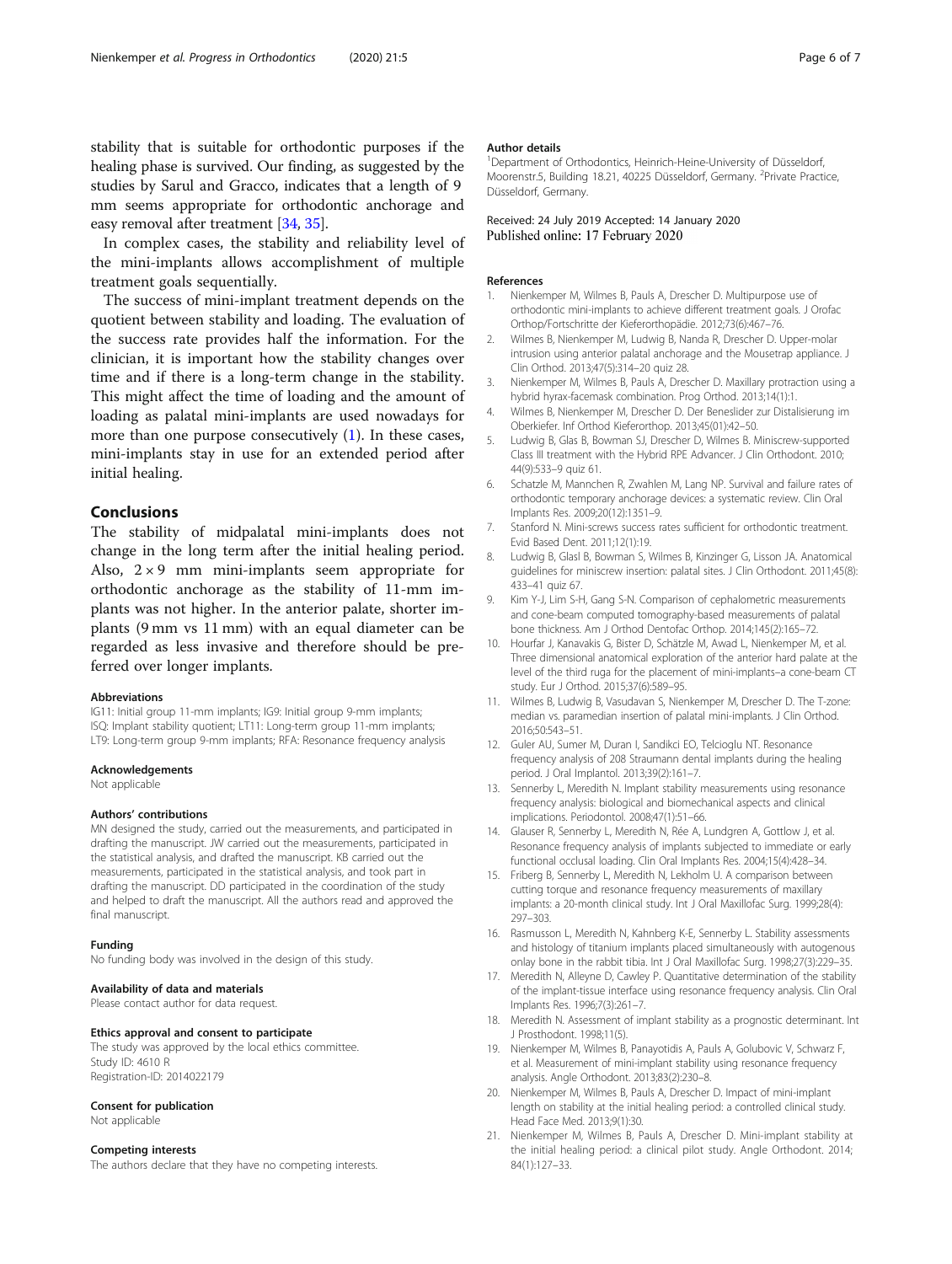stability that is suitable for orthodontic purposes if the healing phase is survived. Our finding, as suggested by the studies by Sarul and Gracco, indicates that a length of 9 mm seems appropriate for orthodontic anchorage and easy removal after treatment [34, 35].

In complex cases, the stability and reliability level of the mini-implants allows accomplishment of multiple treatment goals sequentially.

The success of mini-implant treatment depends on the quotient between stability and loading. The evaluation of the success rate provides half the information. For the clinician, it is important how the stability changes over time and if there is a long-term change in the stability. This might affect the time of loading and the amount of loading as palatal mini-implants are used nowadays for more than one purpose consecutively (1). In these cases, mini-implants stay in use for an extended period after initial healing.

## Conclusions

The stability of midpalatal mini-implants does not change in the long term after the initial healing period. Also, $2 \times 9$ mm mini-implants seem appropriate for orthodontic anchorage as the stability of 11-mm implants was not higher. In the anterior palate, shorter implants (9 mm vs 11 mm) with an equal diameter can be regarded as less invasive and therefore should be preferred over longer implants.

### Abbreviations

IG11: Initial group 11-mm implants; IG9: Initial group 9-mm implants; ISQ: Implant stability quotient; LT11: Long-term group 11-mm implants; LT9: Long-term group 9-mm implants; RFA: Resonance frequency analysis

### Acknowledgements

Not applicable

### Authors' contributions

MN designed the study, carried out the measurements, and participated in drafting the manuscript. JW carried out the measurements, participated in the statistical analysis, and drafted the manuscript. KB carried out the measurements, participated in the statistical analysis, and took part in drafting the manuscript. DD participated in the coordination of the study and helped to draft the manuscript. All the authors read and approved the final manuscript.

### Funding

No funding body was involved in the design of this study.

### Availability of data and materials

Please contact author for data request.

### Ethics approval and consent to participate

The study was approved by the local ethics committee.
Study ID: 4610 R
Registration-ID: 2014022179

### Consent for publication

Not applicable

### Competing interests

The authors declare that they have no competing interests.

### Author details

[1]Department of Orthodontics, Heinrich-Heine-University of Düsseldorf, Moorenstr.5, Building 18.21, 40225 Düsseldorf, Germany. [2]Private Practice, Düsseldorf, Germany.

Received: 24 July 2019 Accepted: 14 January 2020
Published online: 17 February 2020

### References

1. Nienkemper M, Wilmes B, Pauls A, Drescher D. Multipurpose use of orthodontic mini-implants to achieve different treatment goals. J Orofac Orthop/Fortschritte der Kieferorthopädie. 2012;73(6):467–76.
2. Wilmes B, Nienkemper M, Ludwig B, Nanda R, Drescher D. Upper-molar intrusion using anterior palatal anchorage and the Mousetrap appliance. J Clin Orthod. 2013;47(5):314–20 quiz 28.
3. Nienkemper M, Wilmes B, Pauls A, Drescher D. Maxillary protraction using a hybrid hyrax-facemask combination. Prog Orthod. 2013;14(1):1.
4. Wilmes B, Nienkemper M, Drescher D. Der Beneslider zur Distalisierung im Oberkiefer. Inf Orthod Kieferorthop. 2013;45(01):42–50.
5. Ludwig B, Glas B, Bowman SJ, Drescher D, Wilmes B. Miniscrew-supported Class III treatment with the Hybrid RPE Advancer. J Clin Orthodont. 2010;44(9):533–9 quiz 61.
6. Schatzle M, Mannchen R, Zwahlen M, Lang NP. Survival and failure rates of orthodontic temporary anchorage devices: a systematic review. Clin Oral Implants Res. 2009;20(12):1351–9.
7. Stanford N. Mini-screws success rates sufficient for orthodontic treatment. Evid Based Dent. 2011;12(1):19.
8. Ludwig B, Glasl B, Bowman S, Wilmes B, Kinzinger G, Lisson JA. Anatomical guidelines for miniscrew insertion: palatal sites. J Clin Orthodont. 2011;45(8):433–41 quiz 67.
9. Kim Y-J, Lim S-H, Gang S-N. Comparison of cephalometric measurements and cone-beam computed tomography-based measurements of palatal bone thickness. Am J Orthod Dentofac Orthop. 2014;145(2):165–72.
10. Hourfar J, Kanavakis G, Bister D, Schätzle M, Awad L, Nienkemper M, et al. Three dimensional anatomical exploration of the anterior hard palate at the level of the third ruga for the placement of mini-implants–a cone-beam CT study. Eur J Orthod. 2015;37(6):589–95.
11. Wilmes B, Ludwig B, Vasudavan S, Nienkemper M, Drescher D. The T-zone: median vs. paramedian insertion of palatal mini-implants. J Clin Orthod. 2016;50:543–51.
12. Guler AU, Sumer M, Duran I, Sandikci EO, Telcioglu NT. Resonance frequency analysis of 208 Straumann dental implants during the healing period. J Oral Implantol. 2013;39(2):161–7.
13. Sennerby L, Meredith N. Implant stability measurements using resonance frequency analysis: biological and biomechanical aspects and clinical implications. Periodontol. 2008;47(1):51–66.
14. Glauser R, Sennerby L, Meredith N, Rée A, Lundgren A, Gottlow J, et al. Resonance frequency analysis of implants subjected to immediate or early functional occlusal loading. Clin Oral Implants Res. 2004;15(4):428–34.
15. Friberg B, Sennerby L, Meredith N, Lekholm U. A comparison between cutting torque and resonance frequency measurements of maxillary implants: a 20-month clinical study. Int J Oral Maxillofac Surg. 1999;28(4):297–303.
16. Rasmusson L, Meredith N, Kahnberg K-E, Sennerby L. Stability assessments and histology of titanium implants placed simultaneously with autogenous onlay bone in the rabbit tibia. Int J Oral Maxillofac Surg. 1998;27(3):229–35.
17. Meredith N, Alleyne D, Cawley P. Quantitative determination of the stability of the implant-tissue interface using resonance frequency analysis. Clin Oral Implants Res. 1996;7(3):261–7.
18. Meredith N. Assessment of implant stability as a prognostic determinant. Int J Prosthodont. 1998;11(5).
19. Nienkemper M, Wilmes B, Panayotidis A, Pauls A, Golubovic V, Schwarz F, et al. Measurement of mini-implant stability using resonance frequency analysis. Angle Orthodont. 2013;83(2):230–8.
20. Nienkemper M, Wilmes B, Pauls A, Drescher D. Impact of mini-implant length on stability at the initial healing period: a controlled clinical study. Head Face Med. 2013;9(1):30.
21. Nienkemper M, Wilmes B, Pauls A, Drescher D. Mini-implant stability at the initial healing period: a clinical pilot study. Angle Orthodont. 2014;84(1):127–33.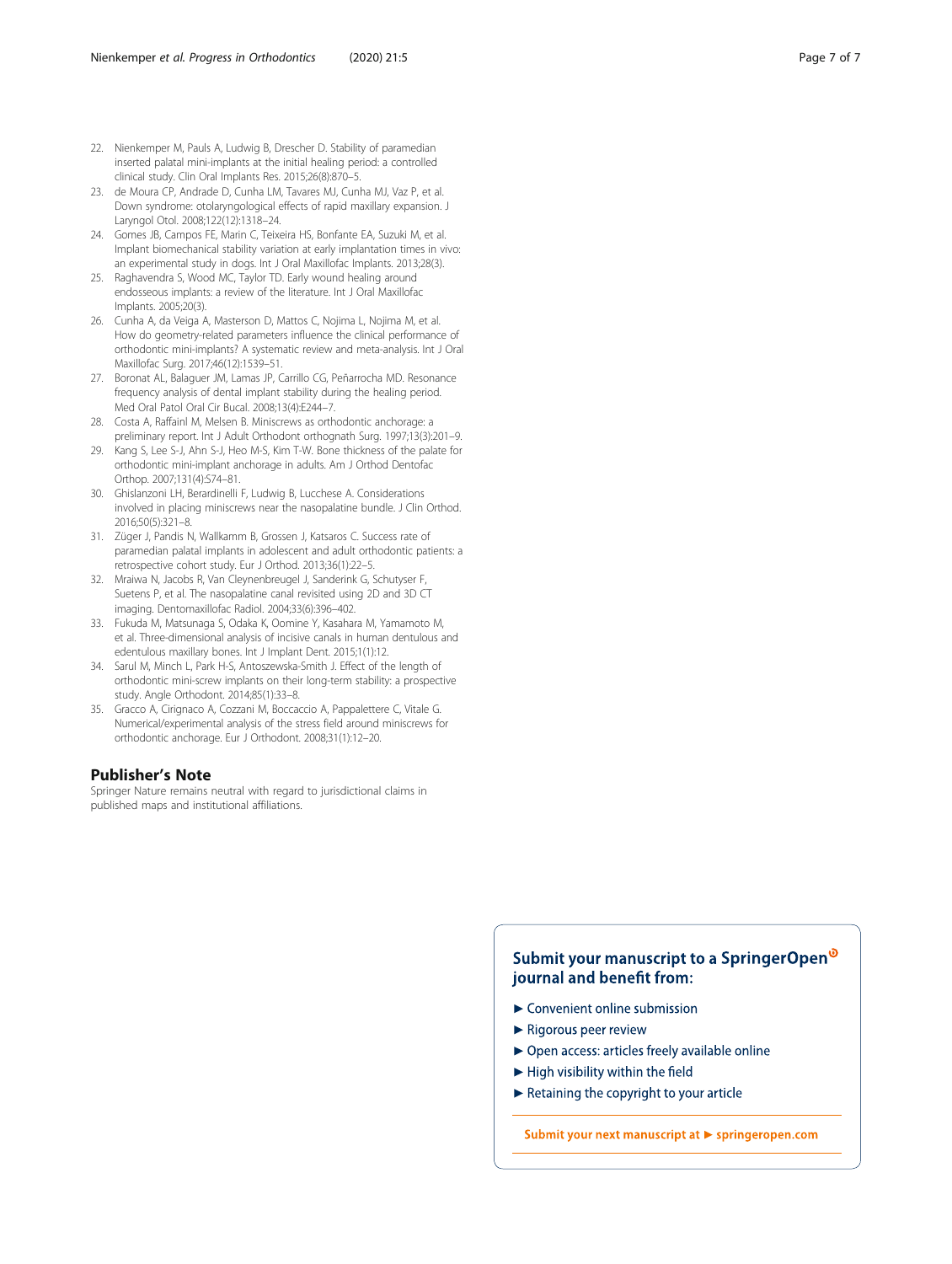22. Nienkemper M, Pauls A, Ludwig B, Drescher D. Stability of paramedian inserted palatal mini-implants at the initial healing period: a controlled clinical study. Clin Oral Implants Res. 2015;26(8):870–5.
23. de Moura CP, Andrade D, Cunha LM, Tavares MJ, Cunha MJ, Vaz P, et al. Down syndrome: otolaryngological effects of rapid maxillary expansion. J Laryngol Otol. 2008;122(12):1318–24.
24. Gomes JB, Campos FE, Marin C, Teixeira HS, Bonfante EA, Suzuki M, et al. Implant biomechanical stability variation at early implantation times in vivo: an experimental study in dogs. Int J Oral Maxillofac Implants. 2013;28(3).
25. Raghavendra S, Wood MC, Taylor TD. Early wound healing around endosseous implants: a review of the literature. Int J Oral Maxillofac Implants. 2005;20(3).
26. Cunha A, da Veiga A, Masterson D, Mattos C, Nojima L, Nojima M, et al. How do geometry-related parameters influence the clinical performance of orthodontic mini-implants? A systematic review and meta-analysis. Int J Oral Maxillofac Surg. 2017;46(12):1539–51.
27. Boronat AL, Balaguer JM, Lamas JP, Carrillo CG, Peñarrocha MD. Resonance frequency analysis of dental implant stability during the healing period. Med Oral Patol Oral Cir Bucal. 2008;13(4):E244–7.
28. Costa A, Raffainl M, Melsen B. Miniscrews as orthodontic anchorage: a preliminary report. Int J Adult Orthodont orthognath Surg. 1997;13(3):201–9.
29. Kang S, Lee S-J, Ahn S-J, Heo M-S, Kim T-W. Bone thickness of the palate for orthodontic mini-implant anchorage in adults. Am J Orthod Dentofac Orthop. 2007;131(4):S74–81.
30. Ghislanzoni LH, Berardinelli F, Ludwig B, Lucchese A. Considerations involved in placing miniscrews near the nasopalatine bundle. J Clin Orthod. 2016;50(5):321–8.
31. Züger J, Pandis N, Wallkamm B, Grossen J, Katsaros C. Success rate of paramedian palatal implants in adolescent and adult orthodontic patients: a retrospective cohort study. Eur J Orthod. 2013;36(1):22–5.
32. Mraiwa N, Jacobs R, Van Cleynenbreugel J, Sanderink G, Schutyser F, Suetens P, et al. The nasopalatine canal revisited using 2D and 3D CT imaging. Dentomaxillofac Radiol. 2004;33(6):396–402.
33. Fukuda M, Matsunaga S, Odaka K, Oomine Y, Kasahara M, Yamamoto M, et al. Three-dimensional analysis of incisive canals in human dentulous and edentulous maxillary bones. Int J Implant Dent. 2015;1(1):12.
34. Sarul M, Minch L, Park H-S, Antoszewska-Smith J. Effect of the length of orthodontic mini-screw implants on their long-term stability: a prospective study. Angle Orthodont. 2014;85(1):33–8.
35. Gracco A, Cirignaco A, Cozzani M, Boccaccio A, Pappalettere C, Vitale G. Numerical/experimental analysis of the stress field around miniscrews for orthodontic anchorage. Eur J Orthodont. 2008;31(1):12–20.

## Publisher's Note

Springer Nature remains neutral with regard to jurisdictional claims in published maps and institutional affiliations.

**Submit your manuscript to a SpringerOpen journal and benefit from:**

- ► Convenient online submission
- ► Rigorous peer review
- ► Open access: articles freely available online
- ► High visibility within the field
- ► Retaining the copyright to your article

**Submit your next manuscript at ► springeropen.com**